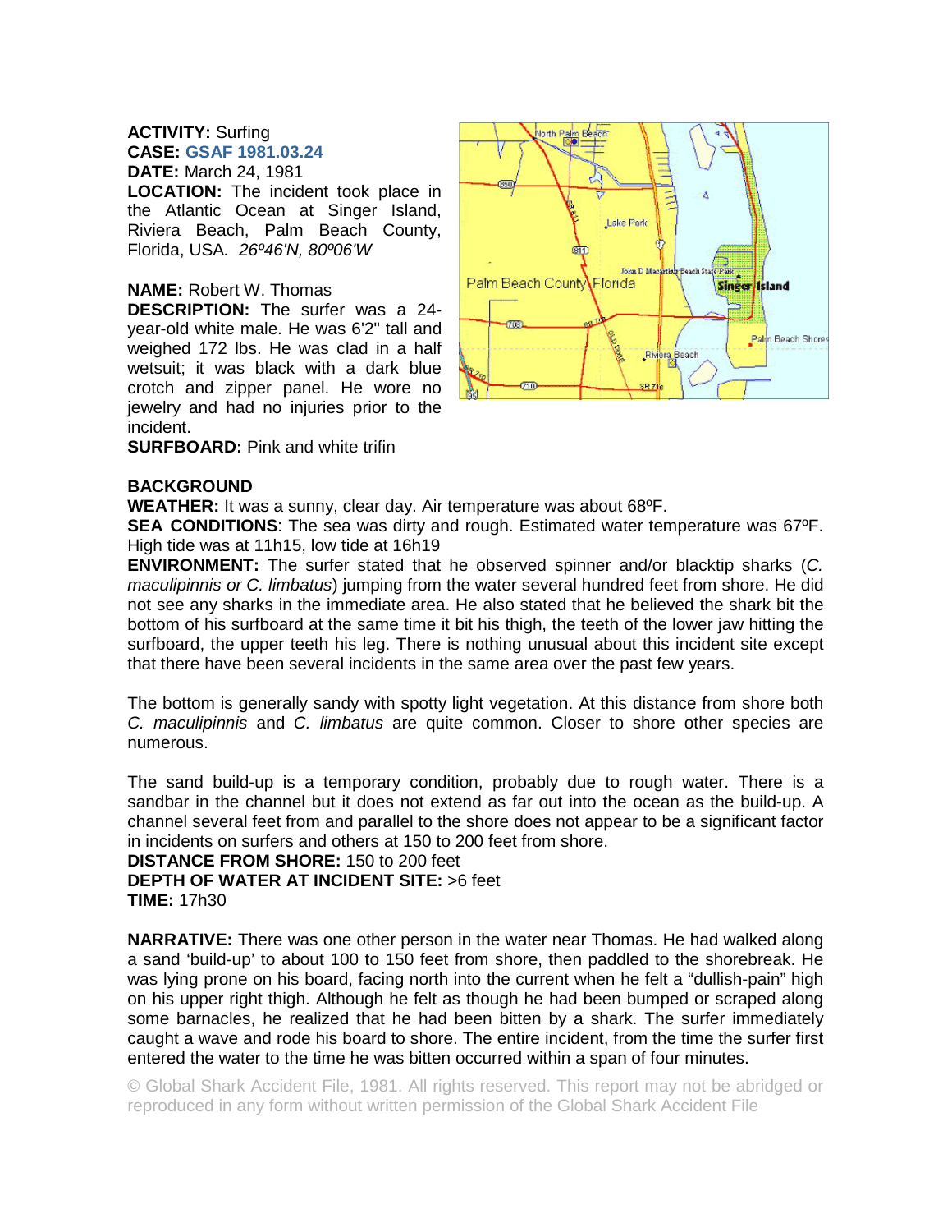**ACTIVITY:** Surfing
**CASE:** GSAF 1981.03.24
**DATE:** March 24, 1981
**LOCATION:** The incident took place in the Atlantic Ocean at Singer Island, Riviera Beach, Palm Beach County, Florida, USA. *26º46'N, 80º06'W*

**NAME:** Robert W. Thomas
**DESCRIPTION:** The surfer was a 24-year-old white male. He was 6'2" tall and weighed 172 lbs. He was clad in a half wetsuit; it was black with a dark blue crotch and zipper panel. He wore no jewelry and had no injuries prior to the incident.
**SURFBOARD:** Pink and white trifin

**BACKGROUND**
**WEATHER:** It was a sunny, clear day. Air temperature was about 68ºF.
**SEA CONDITIONS**: The sea was dirty and rough. Estimated water temperature was 67ºF. High tide was at 11h15, low tide at 16h19
**ENVIRONMENT:** The surfer stated that he observed spinner and/or blacktip sharks (*C. maculipinnis or C. limbatus*) jumping from the water several hundred feet from shore. He did not see any sharks in the immediate area. He also stated that he believed the shark bit the bottom of his surfboard at the same time it bit his thigh, the teeth of the lower jaw hitting the surfboard, the upper teeth his leg. There is nothing unusual about this incident site except that there have been several incidents in the same area over the past few years.

The bottom is generally sandy with spotty light vegetation. At this distance from shore both *C. maculipinnis* and *C. limbatus* are quite common. Closer to shore other species are numerous.

The sand build-up is a temporary condition, probably due to rough water. There is a sandbar in the channel but it does not extend as far out into the ocean as the build-up. A channel several feet from and parallel to the shore does not appear to be a significant factor in incidents on surfers and others at 150 to 200 feet from shore.
**DISTANCE FROM SHORE:** 150 to 200 feet
**DEPTH OF WATER AT INCIDENT SITE:** >6 feet
**TIME:** 17h30

**NARRATIVE:** There was one other person in the water near Thomas. He had walked along a sand 'build-up' to about 100 to 150 feet from shore, then paddled to the shorebreak. He was lying prone on his board, facing north into the current when he felt a "dullish-pain" high on his upper right thigh. Although he felt as though he had been bumped or scraped along some barnacles, he realized that he had been bitten by a shark. The surfer immediately caught a wave and rode his board to shore. The entire incident, from the time the surfer first entered the water to the time he was bitten occurred within a span of four minutes.

© Global Shark Accident File, 1981. All rights reserved. This report may not be abridged or reproduced in any form without written permission of the Global Shark Accident File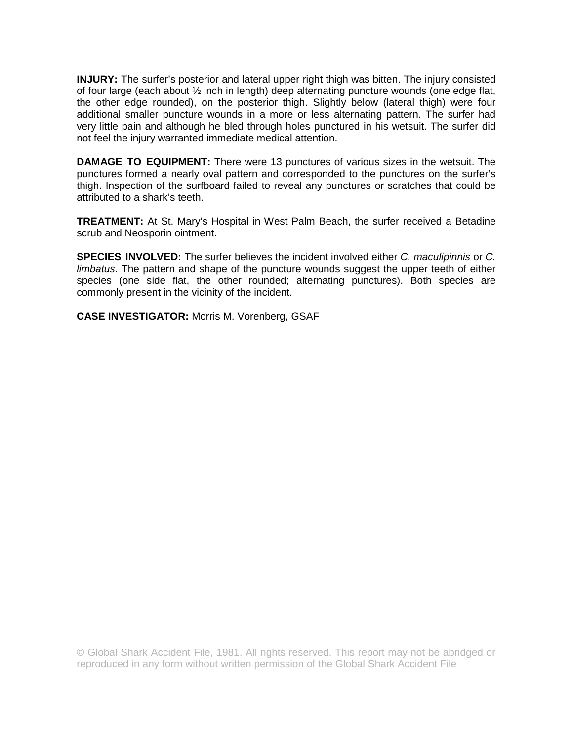**INJURY:** The surfer's posterior and lateral upper right thigh was bitten. The injury consisted of four large (each about ½ inch in length) deep alternating puncture wounds (one edge flat, the other edge rounded), on the posterior thigh. Slightly below (lateral thigh) were four additional smaller puncture wounds in a more or less alternating pattern. The surfer had very little pain and although he bled through holes punctured in his wetsuit. The surfer did not feel the injury warranted immediate medical attention.

**DAMAGE TO EQUIPMENT:** There were 13 punctures of various sizes in the wetsuit. The punctures formed a nearly oval pattern and corresponded to the punctures on the surfer's thigh. Inspection of the surfboard failed to reveal any punctures or scratches that could be attributed to a shark's teeth.

**TREATMENT:** At St. Mary's Hospital in West Palm Beach, the surfer received a Betadine scrub and Neosporin ointment.

**SPECIES INVOLVED:** The surfer believes the incident involved either *C. maculipinnis* or *C. limbatus*. The pattern and shape of the puncture wounds suggest the upper teeth of either species (one side flat, the other rounded; alternating punctures). Both species are commonly present in the vicinity of the incident.

**CASE INVESTIGATOR:** Morris M. Vorenberg, GSAF

© Global Shark Accident File, 1981. All rights reserved. This report may not be abridged or reproduced in any form without written permission of the Global Shark Accident File